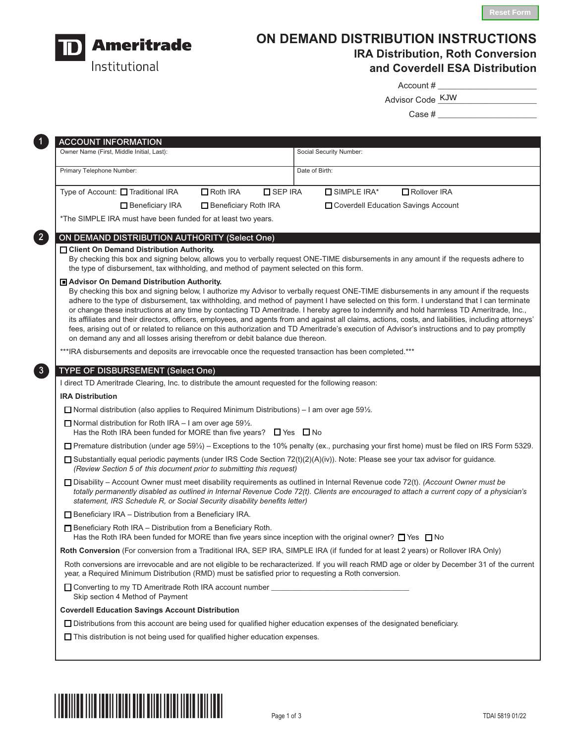# ON DEMAND DISTRIBUTION INSTRUCTIONS

## IRA Distribution, Roth Conversion and Coverdell ESA Distribution

TD Ameritrade Institutional

Account # ____________________

Advisor Code KJW

Case # ____________________

## 1 ACCOUNT INFORMATION

| Owner Name (First, Middle Initial, Last): | Social Security Number: |
|---|---|
| Primary Telephone Number: | Date of Birth: |

Type of Account: ☐ Traditional IRA ☐ Roth IRA ☐ SEP IRA ☐ SIMPLE IRA* ☐ Rollover IRA ☐ Beneficiary IRA ☐ Beneficiary Roth IRA ☐ Coverdell Education Savings Account

*The SIMPLE IRA must have been funded for at least two years.

## 2 ON DEMAND DISTRIBUTION AUTHORITY (Select One)

☐ **Client On Demand Distribution Authority.**
By checking this box and signing below, allows you to verbally request ONE-TIME disbursements in any amount if the requests adhere to the type of disbursement, tax withholding, and method of payment selected on this form.

☒ **Advisor On Demand Distribution Authority.**
By checking this box and signing below, I authorize my Advisor to verbally request ONE-TIME disbursements in any amount if the requests adhere to the type of disbursement, tax withholding, and method of payment I have selected on this form. I understand that I can terminate or change these instructions at any time by contacting TD Ameritrade. I hereby agree to indemnify and hold harmless TD Ameritrade, Inc., its affiliates and their directors, officers, employees, and agents from and against all claims, actions, costs, and liabilities, including attorneys' fees, arising out of or related to reliance on this authorization and TD Ameritrade's execution of Advisor's instructions and to pay promptly on demand any and all losses arising therefrom or debit balance due thereon.

***IRA disbursements and deposits are irrevocable once the requested transaction has been completed.***

## 3 TYPE OF DISBURSEMENT (Select One)

I direct TD Ameritrade Clearing, Inc. to distribute the amount requested for the following reason:

**IRA Distribution**

☐ Normal distribution (also applies to Required Minimum Distributions) – I am over age 59½.

☐ Normal distribution for Roth IRA – I am over age 59½.
Has the Roth IRA been funded for MORE than five years? ☐ Yes ☐ No

☐ Premature distribution (under age 59½) – Exceptions to the 10% penalty (ex., purchasing your first home) must be filed on IRS Form 5329.

☐ Substantially equal periodic payments (under IRS Code Section 72(t)(2)(A)(iv)). Note: Please see your tax advisor for guidance. *(Review Section 5 of this document prior to submitting this request)*

☐ Disability – Account Owner must meet disability requirements as outlined in Internal Revenue code 72(t). *(Account Owner must be totally permanently disabled as outlined in Internal Revenue Code 72(t). Clients are encouraged to attach a current copy of a physician's statement, IRS Schedule R, or Social Security disability benefits letter)*

☐ Beneficiary IRA – Distribution from a Beneficiary IRA.

☐ Beneficiary Roth IRA – Distribution from a Beneficiary Roth.
Has the Roth IRA been funded for MORE than five years since inception with the original owner? ☐ Yes ☐ No

**Roth Conversion** (For conversion from a Traditional IRA, SEP IRA, SIMPLE IRA (if funded for at least 2 years) or Rollover IRA Only)

Roth conversions are irrevocable and are not eligible to be recharacterized. If you will reach RMD age or older by December 31 of the current year, a Required Minimum Distribution (RMD) must be satisfied prior to requesting a Roth conversion.

☐ Converting to my TD Ameritrade Roth IRA account number ______________________________
Skip section 4 Method of Payment

**Coverdell Education Savings Account Distribution**

☐ Distributions from this account are being used for qualified higher education expenses of the designated beneficiary.

☐ This distribution is not being used for qualified higher education expenses.

TDAI 5819 01/22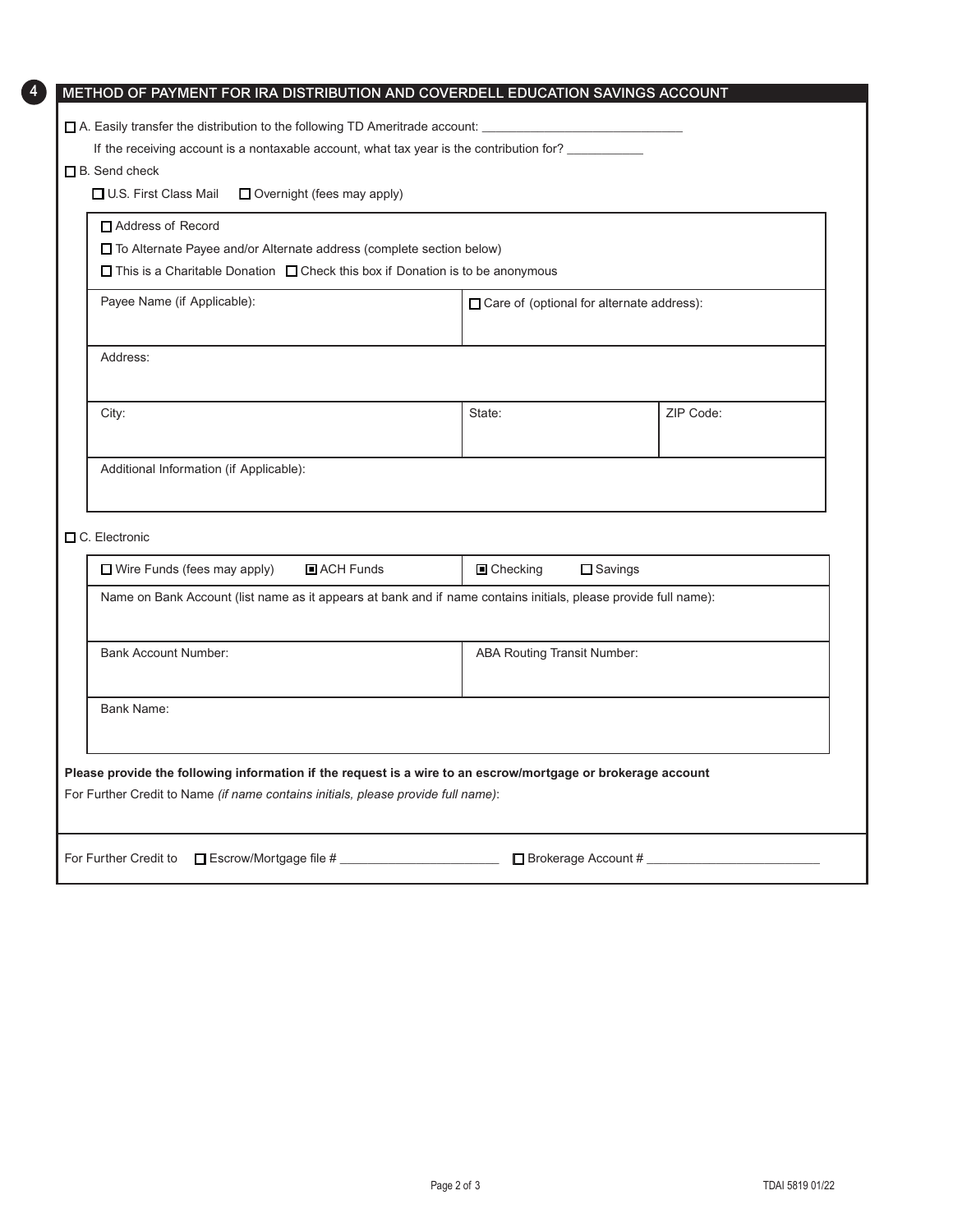## 4 METHOD OF PAYMENT FOR IRA DISTRIBUTION AND COVERDELL EDUCATION SAVINGS ACCOUNT

☐ A. Easily transfer the distribution to the following TD Ameritrade account: ____________________________

If the receiving account is a nontaxable account, what tax year is the contribution for? ___________

☐ B. Send check

☐ U.S. First Class Mail ☐ Overnight (fees may apply)

☐ Address of Record

☐ To Alternate Payee and/or Alternate address (complete section below)

☐ This is a Charitable Donation ☐ Check this box if Donation is to be anonymous

| Payee Name (if Applicable): | ☐ Care of (optional for alternate address): | |
|---|---|---|
| Address: | | |
| City: | State: | ZIP Code: |
| Additional Information (if Applicable): | | |

☐ C. Electronic

| ☐ Wire Funds (fees may apply) ☒ ACH Funds | ☒ Checking ☐ Savings |
|---|---|
| Name on Bank Account (list name as it appears at bank and if name contains initials, please provide full name): | |
| Bank Account Number: | ABA Routing Transit Number: |
| Bank Name: | |

**Please provide the following information if the request is a wire to an escrow/mortgage or brokerage account**

For Further Credit to Name *(if name contains initials, please provide full name)*:

For Further Credit to ☐ Escrow/Mortgage file # _______________________ ☐ Brokerage Account # _________________________

TDAI 5819 01/22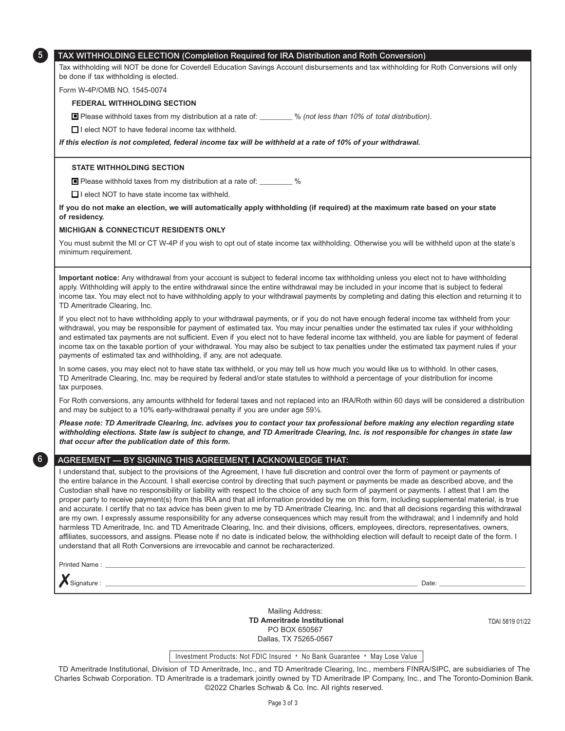## 5 TAX WITHHOLDING ELECTION (Completion Required for IRA Distribution and Roth Conversion)

Tax withholding will NOT be done for Coverdell Education Savings Account disbursements and tax withholding for Roth Conversions will only be done if tax withholding is elected.

Form W-4P/OMB NO. 1545-0074

**FEDERAL WITHHOLDING SECTION**

- ☐ Please withhold taxes from my distribution at a rate of: ________ % *(not less than 10% of total distribution).*
- ☐ I elect NOT to have federal income tax withheld.

***If this election is not completed, federal income tax will be withheld at a rate of 10% of your withdrawal.***

**STATE WITHHOLDING SECTION**

- ☐ Please withhold taxes from my distribution at a rate of: ________ %
- ☐ I elect NOT to have state income tax withheld.

**If you do not make an election, we will automatically apply withholding (if required) at the maximum rate based on your state of residency.**

**MICHIGAN & CONNECTICUT RESIDENTS ONLY**

You must submit the MI or CT W-4P if you wish to opt out of state income tax withholding. Otherwise you will be withheld upon at the state's minimum requirement.

**Important notice:** Any withdrawal from your account is subject to federal income tax withholding unless you elect not to have withholding apply. Withholding will apply to the entire withdrawal since the entire withdrawal may be included in your income that is subject to federal income tax. You may elect not to have withholding apply to your withdrawal payments by completing and dating this election and returning it to TD Ameritrade Clearing, Inc.

If you elect not to have withholding apply to your withdrawal payments, or if you do not have enough federal income tax withheld from your withdrawal, you may be responsible for payment of estimated tax. You may incur penalties under the estimated tax rules if your withholding and estimated tax payments are not sufficient. Even if you elect not to have federal income tax withheld, you are liable for payment of federal income tax on the taxable portion of your withdrawal. You may also be subject to tax penalties under the estimated tax payment rules if your payments of estimated tax and withholding, if any, are not adequate.

In some cases, you may elect not to have state tax withheld, or you may tell us how much you would like us to withhold. In other cases, TD Ameritrade Clearing, Inc. may be required by federal and/or state statutes to withhold a percentage of your distribution for income tax purposes.

For Roth conversions, any amounts withheld for federal taxes and not replaced into an IRA/Roth within 60 days will be considered a distribution and may be subject to a 10% early-withdrawal penalty if you are under age 59½.

***Please note: TD Ameritrade Clearing, Inc. advises you to contact your tax professional before making any election regarding state withholding elections. State law is subject to change, and TD Ameritrade Clearing, Inc. is not responsible for changes in state law that occur after the publication date of this form.***

## 6 AGREEMENT — BY SIGNING THIS AGREEMENT, I ACKNOWLEDGE THAT:

I understand that, subject to the provisions of the Agreement, I have full discretion and control over the form of payment or payments of the entire balance in the Account. I shall exercise control by directing that such payment or payments be made as described above, and the Custodian shall have no responsibility or liability with respect to the choice of any such form of payment or payments. I attest that I am the proper party to receive payment(s) from this IRA and that all information provided by me on this form, including supplemental material, is true and accurate. I certify that no tax advice has been given to me by TD Ameritrade Clearing, Inc. and that all decisions regarding this withdrawal are my own. I expressly assume responsibility for any adverse consequences which may result from the withdrawal; and I indemnify and hold harmless TD Ameritrade, Inc. and TD Ameritrade Clearing, Inc. and their divisions, officers, employees, directors, representatives, owners, affiliates, successors, and assigns. Please note if no date is indicated below, the withholding election will default to receipt date of the form. I understand that all Roth Conversions are irrevocable and cannot be recharacterized.

Printed Name : ______________________________________________

✗ Signature : ______________________________________________ Date: ____________________

Mailing Address:
**TD Ameritrade Institutional**
PO BOX 650567
Dallas, TX 75265-0567

TDAI 5819 01/22

Investment Products: Not FDIC Insured * No Bank Guarantee * May Lose Value

TD Ameritrade Institutional, Division of TD Ameritrade, Inc., and TD Ameritrade Clearing, Inc., members FINRA/SIPC, are subsidiaries of The Charles Schwab Corporation. TD Ameritrade is a trademark jointly owned by TD Ameritrade IP Company, Inc., and The Toronto-Dominion Bank. ©2022 Charles Schwab & Co. Inc. All rights reserved.